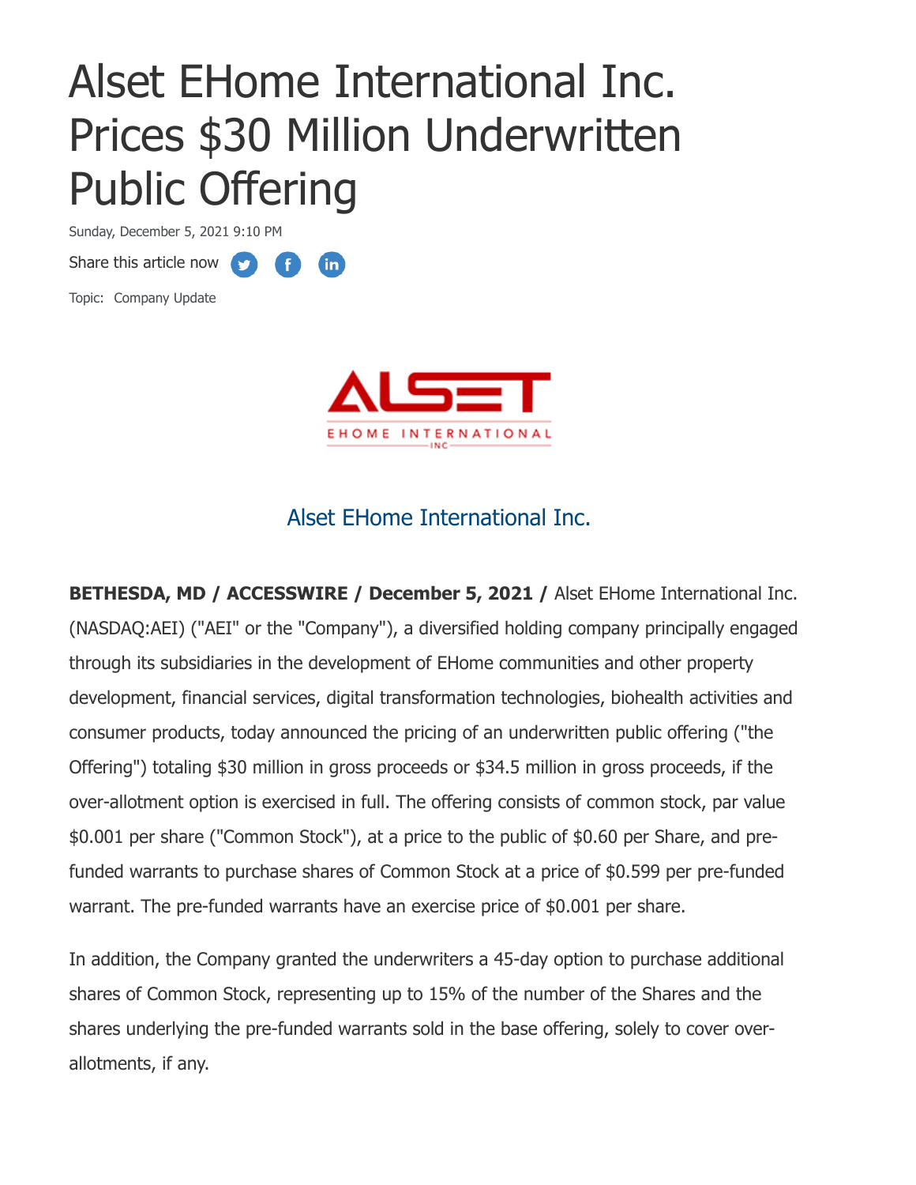# Alset EHome International Inc. Prices $30 Million Underwritten Public Offering

Sunday, December 5, 2021 9:10 PM

Share this article now

Topic: Company Update

Alset EHome International Inc.

**BETHESDA, MD / ACCESSWIRE / December 5, 2021 /** Alset EHome International Inc. (NASDAQ:AEI) ("AEI" or the "Company"), a diversified holding company principally engaged through its subsidiaries in the development of EHome communities and other property development, financial services, digital transformation technologies, biohealth activities and consumer products, today announced the pricing of an underwritten public offering ("the Offering") totaling $30 million in gross proceeds or $34.5 million in gross proceeds, if the over-allotment option is exercised in full. The offering consists of common stock, par value $0.001 per share ("Common Stock"), at a price to the public of $0.60 per Share, and pre-funded warrants to purchase shares of Common Stock at a price of $0.599 per pre-funded warrant. The pre-funded warrants have an exercise price of $0.001 per share.

In addition, the Company granted the underwriters a 45-day option to purchase additional shares of Common Stock, representing up to 15% of the number of the Shares and the shares underlying the pre-funded warrants sold in the base offering, solely to cover over-allotments, if any.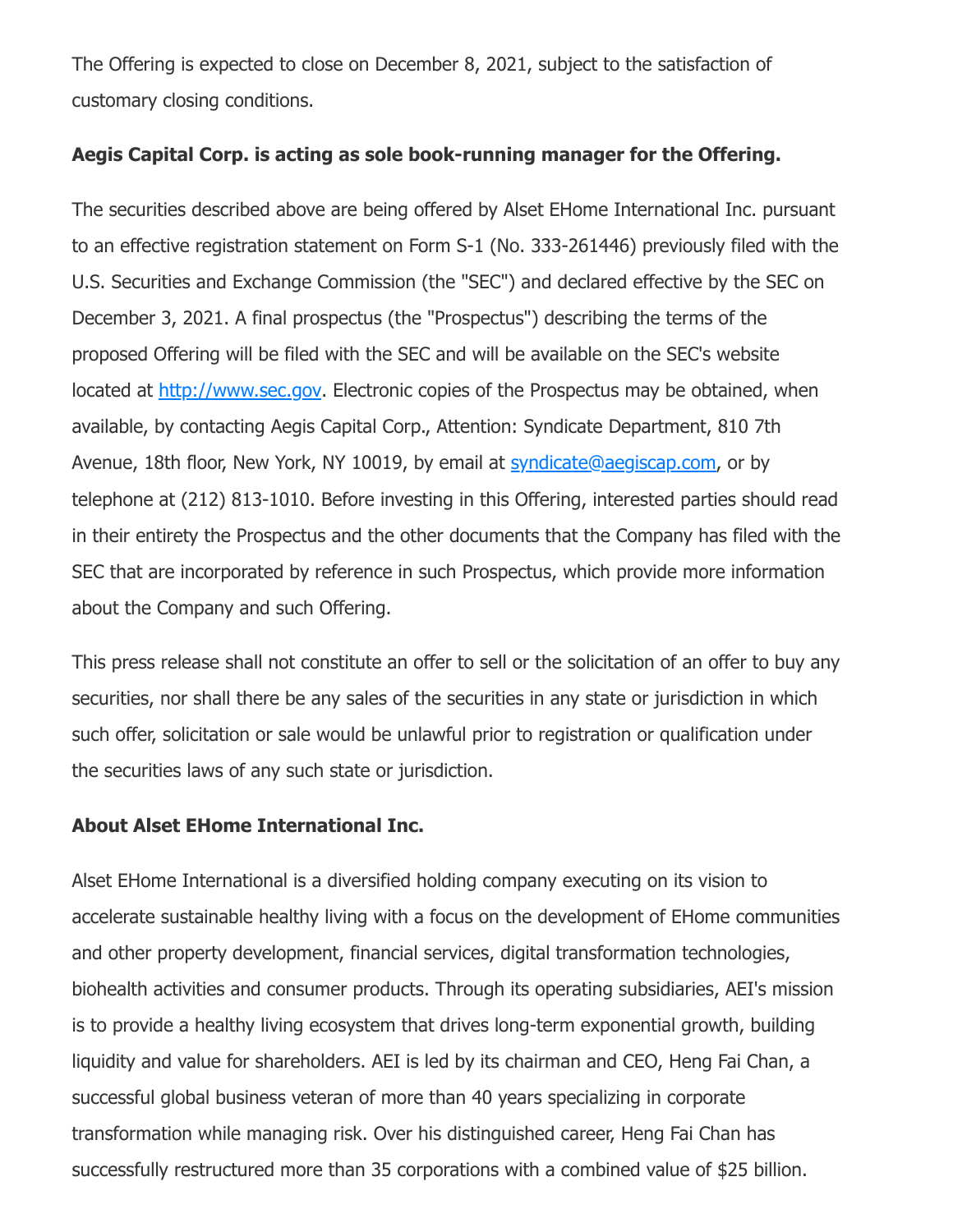The Offering is expected to close on December 8, 2021, subject to the satisfaction of customary closing conditions.

**Aegis Capital Corp. is acting as sole book-running manager for the Offering.**

The securities described above are being offered by Alset EHome International Inc. pursuant to an effective registration statement on Form S-1 (No. 333-261446) previously filed with the U.S. Securities and Exchange Commission (the "SEC") and declared effective by the SEC on December 3, 2021. A final prospectus (the "Prospectus") describing the terms of the proposed Offering will be filed with the SEC and will be available on the SEC's website located at http://www.sec.gov. Electronic copies of the Prospectus may be obtained, when available, by contacting Aegis Capital Corp., Attention: Syndicate Department, 810 7th Avenue, 18th floor, New York, NY 10019, by email at syndicate@aegiscap.com, or by telephone at (212) 813-1010. Before investing in this Offering, interested parties should read in their entirety the Prospectus and the other documents that the Company has filed with the SEC that are incorporated by reference in such Prospectus, which provide more information about the Company and such Offering.

This press release shall not constitute an offer to sell or the solicitation of an offer to buy any securities, nor shall there be any sales of the securities in any state or jurisdiction in which such offer, solicitation or sale would be unlawful prior to registration or qualification under the securities laws of any such state or jurisdiction.

**About Alset EHome International Inc.**

Alset EHome International is a diversified holding company executing on its vision to accelerate sustainable healthy living with a focus on the development of EHome communities and other property development, financial services, digital transformation technologies, biohealth activities and consumer products. Through its operating subsidiaries, AEI's mission is to provide a healthy living ecosystem that drives long-term exponential growth, building liquidity and value for shareholders. AEI is led by its chairman and CEO, Heng Fai Chan, a successful global business veteran of more than 40 years specializing in corporate transformation while managing risk. Over his distinguished career, Heng Fai Chan has successfully restructured more than 35 corporations with a combined value of $25 billion.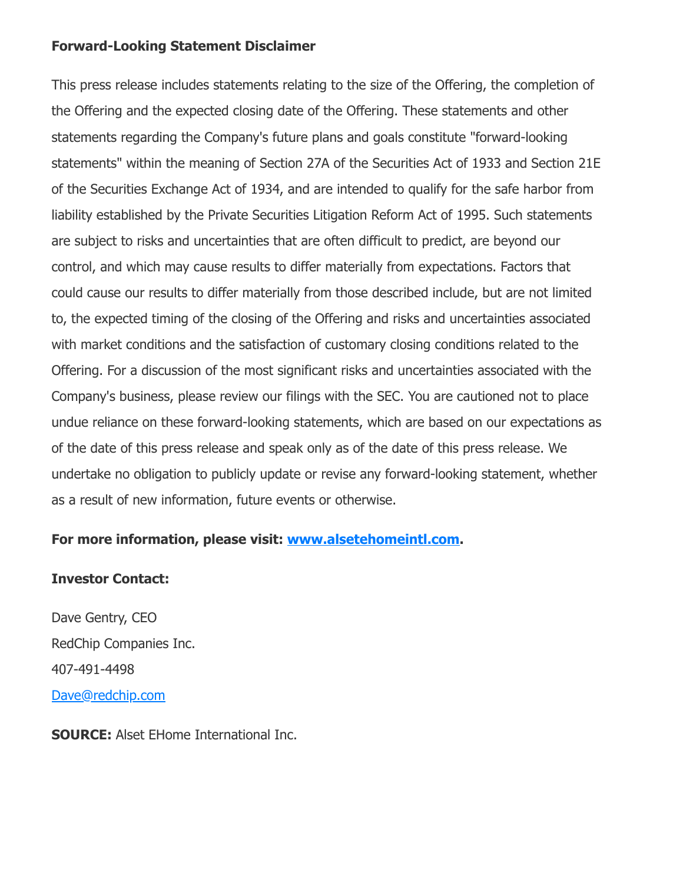**Forward-Looking Statement Disclaimer**

This press release includes statements relating to the size of the Offering, the completion of the Offering and the expected closing date of the Offering. These statements and other statements regarding the Company's future plans and goals constitute "forward-looking statements" within the meaning of Section 27A of the Securities Act of 1933 and Section 21E of the Securities Exchange Act of 1934, and are intended to qualify for the safe harbor from liability established by the Private Securities Litigation Reform Act of 1995. Such statements are subject to risks and uncertainties that are often difficult to predict, are beyond our control, and which may cause results to differ materially from expectations. Factors that could cause our results to differ materially from those described include, but are not limited to, the expected timing of the closing of the Offering and risks and uncertainties associated with market conditions and the satisfaction of customary closing conditions related to the Offering. For a discussion of the most significant risks and uncertainties associated with the Company's business, please review our filings with the SEC. You are cautioned not to place undue reliance on these forward-looking statements, which are based on our expectations as of the date of this press release and speak only as of the date of this press release. We undertake no obligation to publicly update or revise any forward-looking statement, whether as a result of new information, future events or otherwise.

**For more information, please visit: [www.alsetehomeintl.com](http://www.alsetehomeintl.com).**

**Investor Contact:**

Dave Gentry, CEO

RedChip Companies Inc.

407-491-4498

[Dave@redchip.com](mailto:Dave@redchip.com)

**SOURCE:** Alset EHome International Inc.